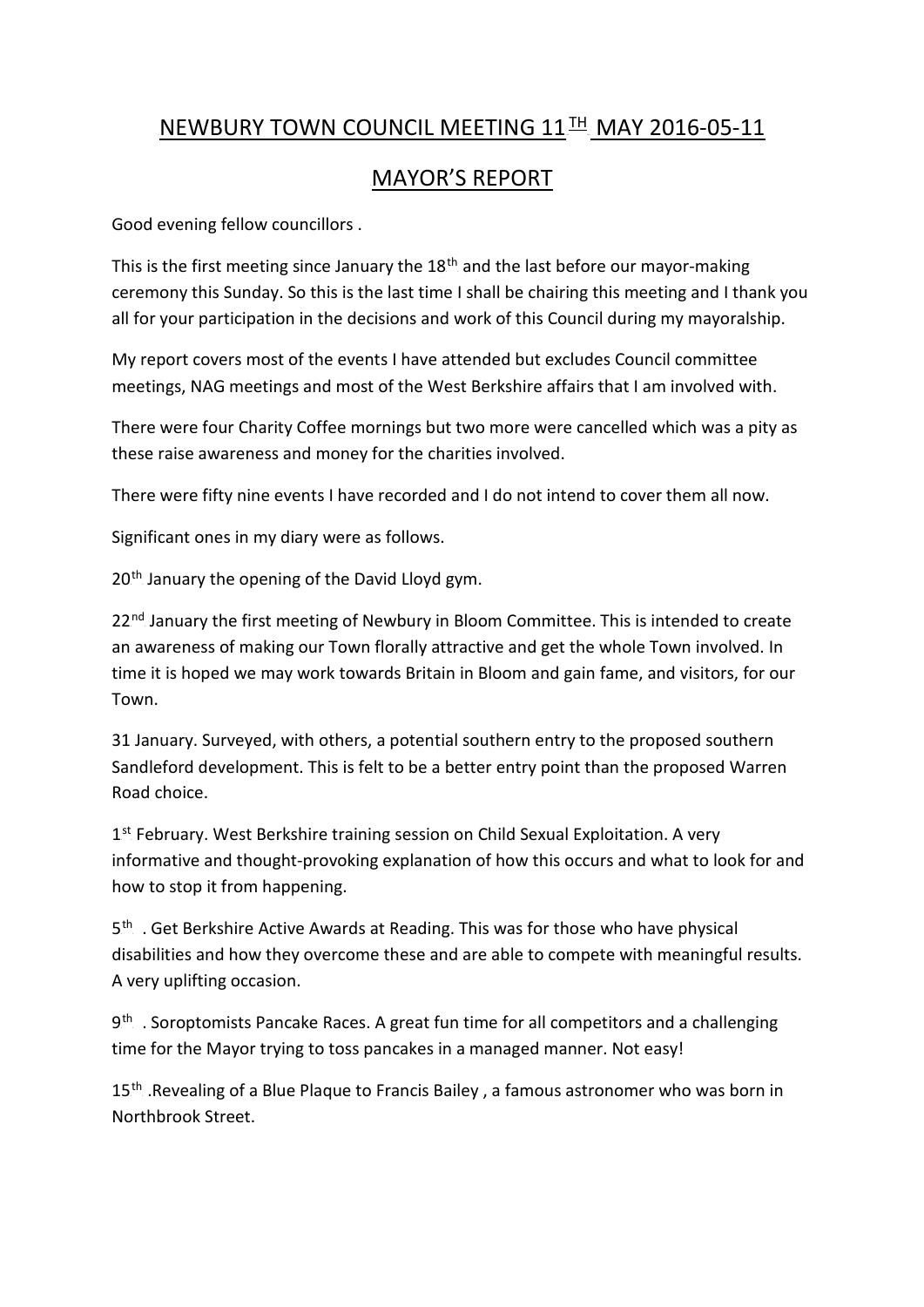# NEWBURY TOWN COUNCIL MEETING 11TH MAY 2016-05-11

## MAYOR'S REPORT

Good evening fellow councillors .

This is the first meeting since January the 18th and the last before our mayor-making ceremony this Sunday. So this is the last time I shall be chairing this meeting and I thank you all for your participation in the decisions and work of this Council during my mayoralship.

My report covers most of the events I have attended but excludes Council committee meetings, NAG meetings and most of the West Berkshire affairs that I am involved with.

There were four Charity Coffee mornings but two more were cancelled which was a pity as these raise awareness and money for the charities involved.

There were fifty nine events I have recorded and I do not intend to cover them all now.

Significant ones in my diary were as follows.

20th January the opening of the David Lloyd gym.

22nd January the first meeting of Newbury in Bloom Committee. This is intended to create an awareness of making our Town florally attractive and get the whole Town involved. In time it is hoped we may work towards Britain in Bloom and gain fame, and visitors, for our Town.

31 January. Surveyed, with others, a potential southern entry to the proposed southern Sandleford development. This is felt to be a better entry point than the proposed Warren Road choice.

1st February. West Berkshire training session on Child Sexual Exploitation. A very informative and thought-provoking explanation of how this occurs and what to look for and how to stop it from happening.

5th . Get Berkshire Active Awards at Reading. This was for those who have physical disabilities and how they overcome these and are able to compete with meaningful results. A very uplifting occasion.

9th . Soroptomists Pancake Races. A great fun time for all competitors and a challenging time for the Mayor trying to toss pancakes in a managed manner. Not easy!

15th .Revealing of a Blue Plaque to Francis Bailey , a famous astronomer who was born in Northbrook Street.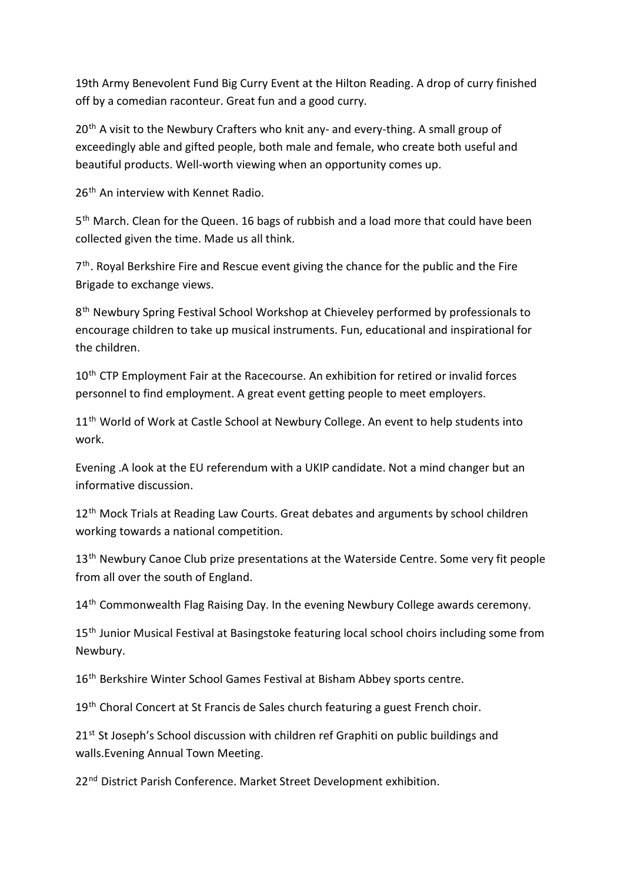19th Army Benevolent Fund Big Curry Event at the Hilton Reading. A drop of curry finished off by a comedian raconteur. Great fun and a good curry.

20th A visit to the Newbury Crafters who knit any- and every-thing. A small group of exceedingly able and gifted people, both male and female, who create both useful and beautiful products. Well-worth viewing when an opportunity comes up.

26th An interview with Kennet Radio.

5th March. Clean for the Queen. 16 bags of rubbish and a load more that could have been collected given the time. Made us all think.

7th. Royal Berkshire Fire and Rescue event giving the chance for the public and the Fire Brigade to exchange views.

8th Newbury Spring Festival School Workshop at Chieveley performed by professionals to encourage children to take up musical instruments. Fun, educational and inspirational for the children.

10th CTP Employment Fair at the Racecourse. An exhibition for retired or invalid forces personnel to find employment. A great event getting people to meet employers.

11th World of Work at Castle School at Newbury College. An event to help students into work.

Evening .A look at the EU referendum with a UKIP candidate. Not a mind changer but an informative discussion.

12th Mock Trials at Reading Law Courts. Great debates and arguments by school children working towards a national competition.

13th Newbury Canoe Club prize presentations at the Waterside Centre. Some very fit people from all over the south of England.

14th Commonwealth Flag Raising Day. In the evening Newbury College awards ceremony.

15th Junior Musical Festival at Basingstoke featuring local school choirs including some from Newbury.

16th Berkshire Winter School Games Festival at Bisham Abbey sports centre.

19th Choral Concert at St Francis de Sales church featuring a guest French choir.

21st St Joseph's School discussion with children ref Graphiti on public buildings and walls.Evening Annual Town Meeting.

22nd District Parish Conference. Market Street Development exhibition.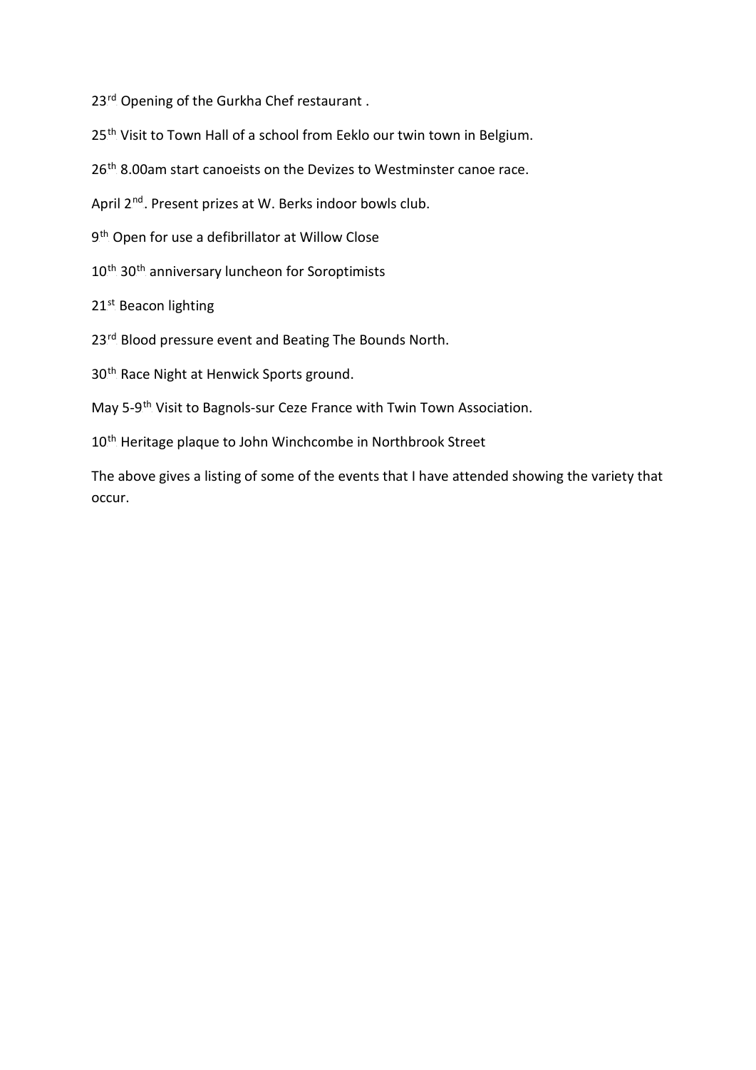23rd Opening of the Gurkha Chef restaurant .

25th Visit to Town Hall of a school from Eeklo our twin town in Belgium.

26th 8.00am start canoeists on the Devizes to Westminster canoe race.

April 2nd. Present prizes at W. Berks indoor bowls club.

9th Open for use a defibrillator at Willow Close

10th 30th anniversary luncheon for Soroptimists

21st Beacon lighting

23rd Blood pressure event and Beating The Bounds North.

30th Race Night at Henwick Sports ground.

May 5-9th Visit to Bagnols-sur Ceze France with Twin Town Association.

10th Heritage plaque to John Winchcombe in Northbrook Street

The above gives a listing of some of the events that I have attended showing the variety that occur.